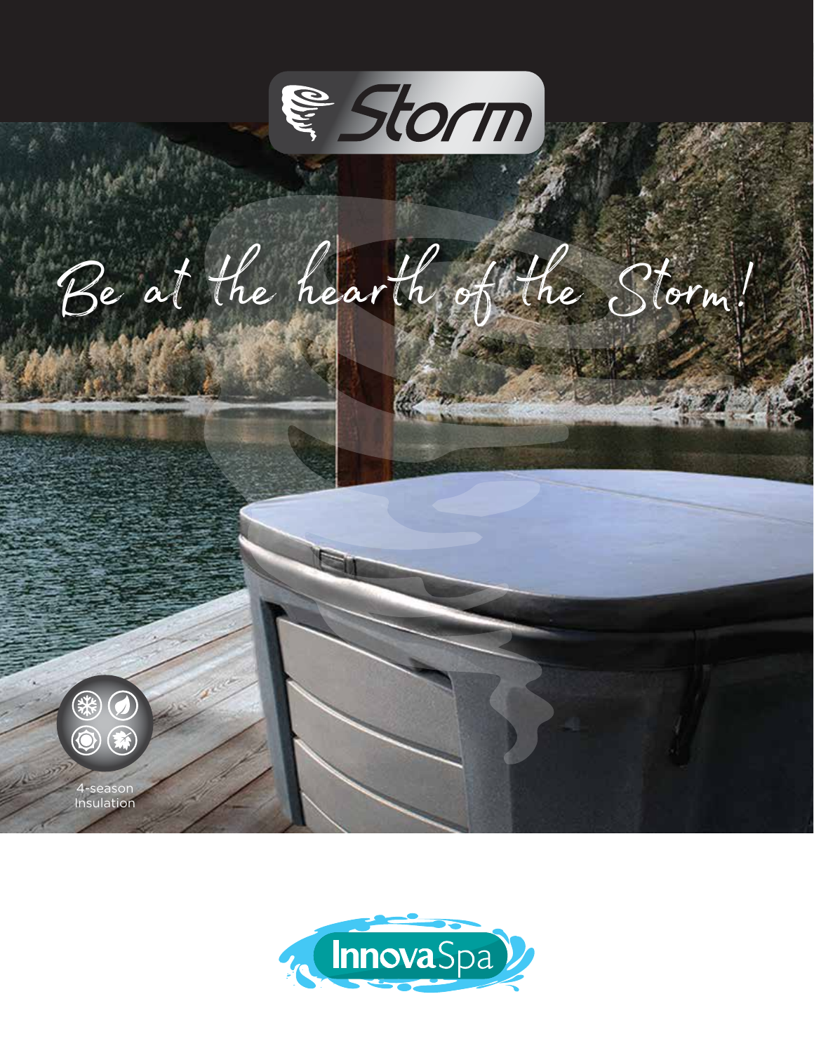# Storm

*Be at the hearth of the Storm!*

4-season Insulation

InnovaSpa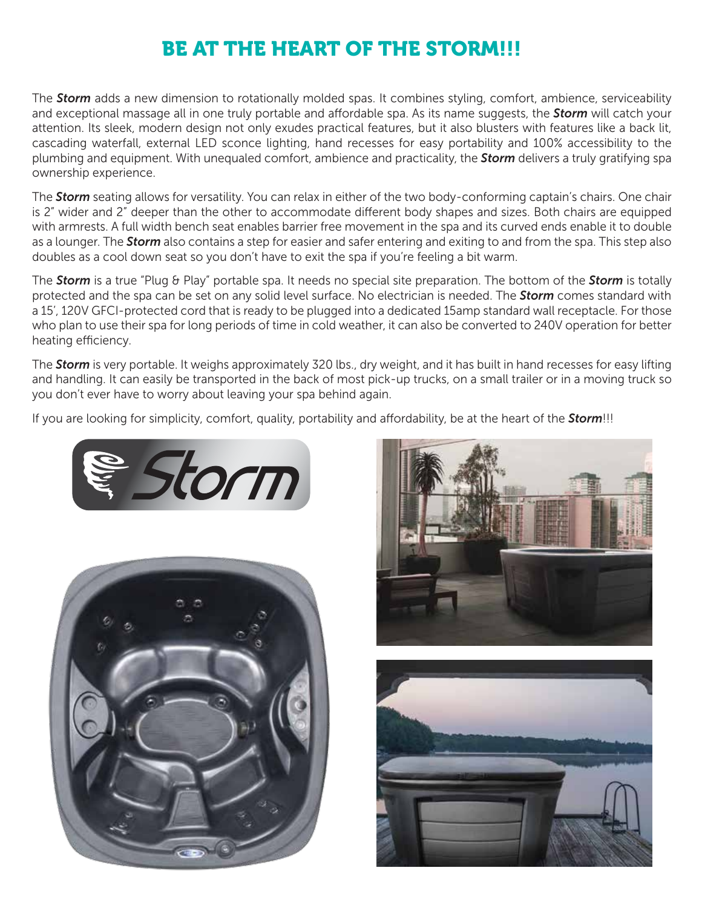# BE AT THE HEART OF THE STORM!!!

The ***Storm*** adds a new dimension to rotationally molded spas. It combines styling, comfort, ambience, serviceability and exceptional massage all in one truly portable and affordable spa. As its name suggests, the ***Storm*** will catch your attention. Its sleek, modern design not only exudes practical features, but it also blusters with features like a back lit, cascading waterfall, external LED sconce lighting, hand recesses for easy portability and 100% accessibility to the plumbing and equipment. With unequaled comfort, ambience and practicality, the ***Storm*** delivers a truly gratifying spa ownership experience.

The ***Storm*** seating allows for versatility. You can relax in either of the two body-conforming captain's chairs. One chair is 2" wider and 2" deeper than the other to accommodate different body shapes and sizes. Both chairs are equipped with armrests. A full width bench seat enables barrier free movement in the spa and its curved ends enable it to double as a lounger. The ***Storm*** also contains a step for easier and safer entering and exiting to and from the spa. This step also doubles as a cool down seat so you don't have to exit the spa if you're feeling a bit warm.

The ***Storm*** is a true "Plug & Play" portable spa. It needs no special site preparation. The bottom of the ***Storm*** is totally protected and the spa can be set on any solid level surface. No electrician is needed. The ***Storm*** comes standard with a 15', 120V GFCI-protected cord that is ready to be plugged into a dedicated 15amp standard wall receptacle. For those who plan to use their spa for long periods of time in cold weather, it can also be converted to 240V operation for better heating efficiency.

The ***Storm*** is very portable. It weighs approximately 320 lbs., dry weight, and it has built in hand recesses for easy lifting and handling. It can easily be transported in the back of most pick-up trucks, on a small trailer or in a moving truck so you don't ever have to worry about leaving your spa behind again.

If you are looking for simplicity, comfort, quality, portability and affordability, be at the heart of the ***Storm***!!!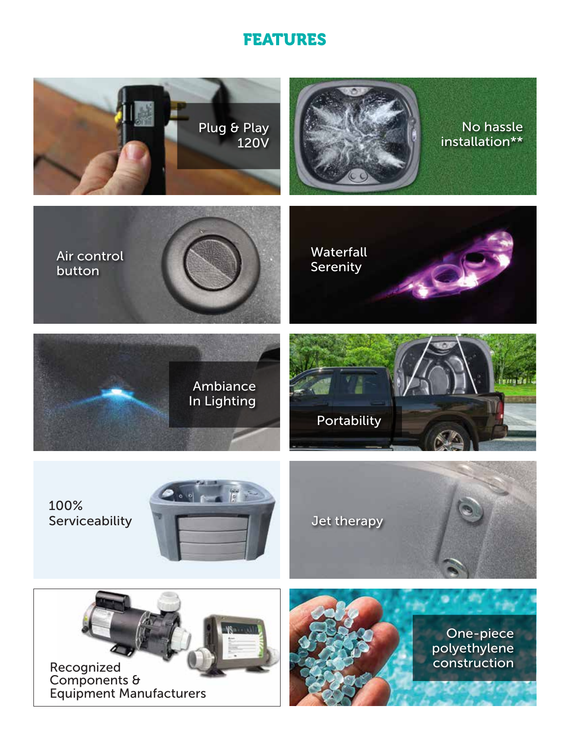# FEATURES

Plug & Play 120V

No hassle installation**

Air control button

Waterfall Serenity

Ambiance In Lighting

Portability

100% Serviceability

Jet therapy

Recognized Components & Equipment Manufacturers

One-piece polyethylene construction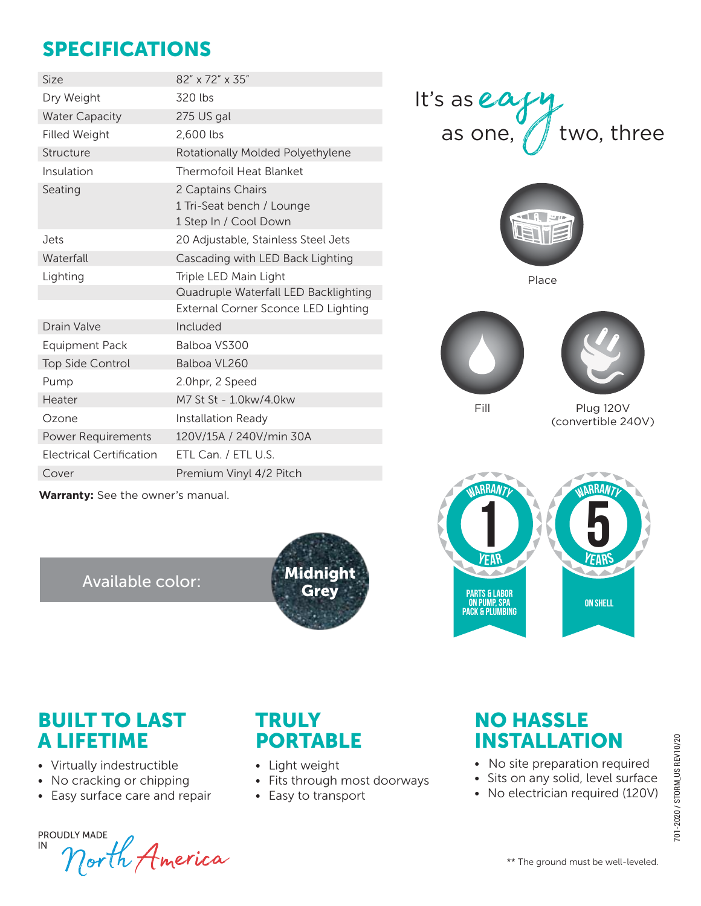## SPECIFICATIONS

| | |
|---|---|
| Size | 82" x 72" x 35" |
| Dry Weight | 320 lbs |
| Water Capacity | 275 US gal |
| Filled Weight | 2,600 lbs |
| Structure | Rotationally Molded Polyethylene |
| Insulation | Thermofoil Heat Blanket |
| Seating | 2 Captains Chairs<br>1 Tri-Seat bench / Lounge<br>1 Step In / Cool Down |
| Jets | 20 Adjustable, Stainless Steel Jets |
| Waterfall | Cascading with LED Back Lighting |
| Lighting | Triple LED Main Light<br>Quadruple Waterfall LED Backlighting<br>External Corner Sconce LED Lighting |
| Drain Valve | Included |
| Equipment Pack | Balboa VS300 |
| Top Side Control | Balboa VL260 |
| Pump | 2.0hpr, 2 Speed |
| Heater | M7 St St - 1.0kw/4.0kw |
| Ozone | Installation Ready |
| Power Requirements | 120V/15A / 240V/min 30A |
| Electrical Certification | ETL Can. / ETL U.S. |
| Cover | Premium Vinyl 4/2 Pitch |

**Warranty:** See the owner's manual.

Available color: **Midnight Grey**

It's as *easy* as one, two, three

Place

Fill

Plug 120V (convertible 240V)

WARRANTY 1 YEAR — PARTS & LABOR ON PUMP, SPA PACK & PLUMBING

WARRANTY 5 YEARS — ON SHELL

## BUILT TO LAST A LIFETIME

- Virtually indestructible
- No cracking or chipping
- Easy surface care and repair

## TRULY PORTABLE

- Light weight
- Fits through most doorways
- Easy to transport

## NO HASSLE INSTALLATION

- No site preparation required
- Sits on any solid, level surface
- No electrician required (120V)

PROUDLY MADE IN *North America*

** The ground must be well-leveled.

701-2020 / STORM_US REV10/20